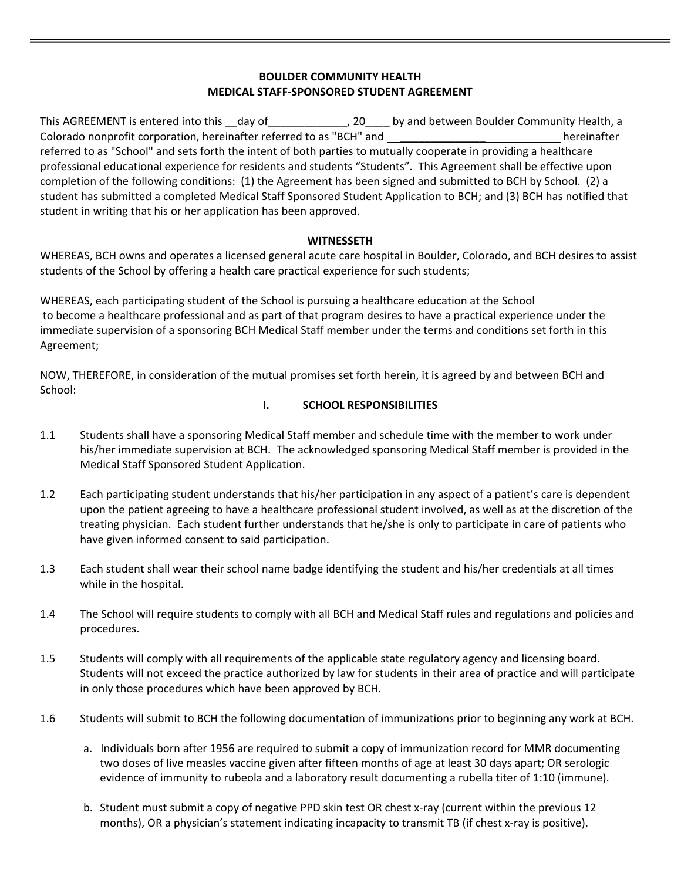**BOULDER COMMUNITY HEALTH**
**MEDICAL STAFF-SPONSORED STUDENT AGREEMENT**

This AGREEMENT is entered into this __day of_____________, 20____ by and between Boulder Community Health, a Colorado nonprofit corporation, hereinafter referred to as "BCH" and ____________________________ hereinafter referred to as "School" and sets forth the intent of both parties to mutually cooperate in providing a healthcare professional educational experience for residents and students "Students". This Agreement shall be effective upon completion of the following conditions: (1) the Agreement has been signed and submitted to BCH by School. (2) a student has submitted a completed Medical Staff Sponsored Student Application to BCH; and (3) BCH has notified that student in writing that his or her application has been approved.

**WITNESSETH**

WHEREAS, BCH owns and operates a licensed general acute care hospital in Boulder, Colorado, and BCH desires to assist students of the School by offering a health care practical experience for such students;

WHEREAS, each participating student of the School is pursuing a healthcare education at the School to become a healthcare professional and as part of that program desires to have a practical experience under the immediate supervision of a sponsoring BCH Medical Staff member under the terms and conditions set forth in this Agreement;

NOW, THEREFORE, in consideration of the mutual promises set forth herein, it is agreed by and between BCH and School:

**I. SCHOOL RESPONSIBILITIES**

1.1 Students shall have a sponsoring Medical Staff member and schedule time with the member to work under his/her immediate supervision at BCH. The acknowledged sponsoring Medical Staff member is provided in the Medical Staff Sponsored Student Application.

1.2 Each participating student understands that his/her participation in any aspect of a patient's care is dependent upon the patient agreeing to have a healthcare professional student involved, as well as at the discretion of the treating physician. Each student further understands that he/she is only to participate in care of patients who have given informed consent to said participation.

1.3 Each student shall wear their school name badge identifying the student and his/her credentials at all times while in the hospital.

1.4 The School will require students to comply with all BCH and Medical Staff rules and regulations and policies and procedures.

1.5 Students will comply with all requirements of the applicable state regulatory agency and licensing board. Students will not exceed the practice authorized by law for students in their area of practice and will participate in only those procedures which have been approved by BCH.

1.6 Students will submit to BCH the following documentation of immunizations prior to beginning any work at BCH.

a. Individuals born after 1956 are required to submit a copy of immunization record for MMR documenting two doses of live measles vaccine given after fifteen months of age at least 30 days apart; OR serologic evidence of immunity to rubeola and a laboratory result documenting a rubella titer of 1:10 (immune).

b. Student must submit a copy of negative PPD skin test OR chest x-ray (current within the previous 12 months), OR a physician's statement indicating incapacity to transmit TB (if chest x-ray is positive).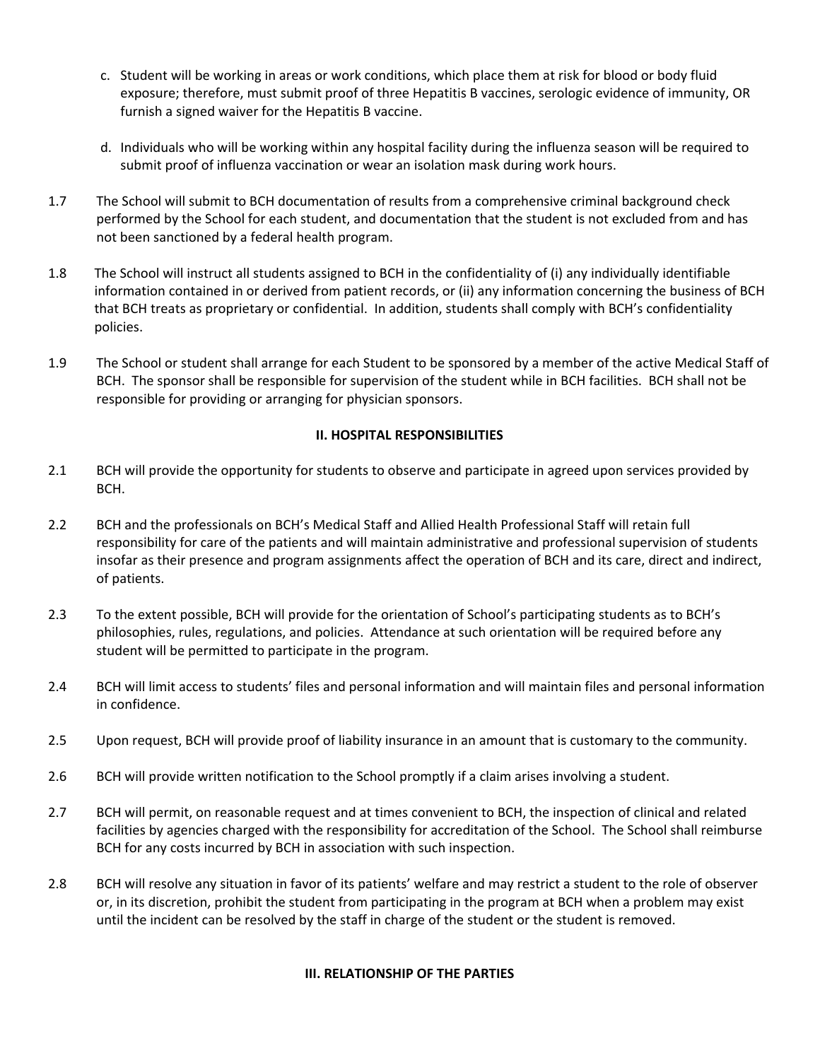c. Student will be working in areas or work conditions, which place them at risk for blood or body fluid exposure; therefore, must submit proof of three Hepatitis B vaccines, serologic evidence of immunity, OR furnish a signed waiver for the Hepatitis B vaccine.

d. Individuals who will be working within any hospital facility during the influenza season will be required to submit proof of influenza vaccination or wear an isolation mask during work hours.

1.7 The School will submit to BCH documentation of results from a comprehensive criminal background check performed by the School for each student, and documentation that the student is not excluded from and has not been sanctioned by a federal health program.

1.8 The School will instruct all students assigned to BCH in the confidentiality of (i) any individually identifiable information contained in or derived from patient records, or (ii) any information concerning the business of BCH that BCH treats as proprietary or confidential. In addition, students shall comply with BCH's confidentiality policies.

1.9 The School or student shall arrange for each Student to be sponsored by a member of the active Medical Staff of BCH. The sponsor shall be responsible for supervision of the student while in BCH facilities. BCH shall not be responsible for providing or arranging for physician sponsors.

## II. HOSPITAL RESPONSIBILITIES

2.1 BCH will provide the opportunity for students to observe and participate in agreed upon services provided by BCH.

2.2 BCH and the professionals on BCH's Medical Staff and Allied Health Professional Staff will retain full responsibility for care of the patients and will maintain administrative and professional supervision of students insofar as their presence and program assignments affect the operation of BCH and its care, direct and indirect, of patients.

2.3 To the extent possible, BCH will provide for the orientation of School's participating students as to BCH's philosophies, rules, regulations, and policies. Attendance at such orientation will be required before any student will be permitted to participate in the program.

2.4 BCH will limit access to students' files and personal information and will maintain files and personal information in confidence.

2.5 Upon request, BCH will provide proof of liability insurance in an amount that is customary to the community.

2.6 BCH will provide written notification to the School promptly if a claim arises involving a student.

2.7 BCH will permit, on reasonable request and at times convenient to BCH, the inspection of clinical and related facilities by agencies charged with the responsibility for accreditation of the School. The School shall reimburse BCH for any costs incurred by BCH in association with such inspection.

2.8 BCH will resolve any situation in favor of its patients' welfare and may restrict a student to the role of observer or, in its discretion, prohibit the student from participating in the program at BCH when a problem may exist until the incident can be resolved by the staff in charge of the student or the student is removed.

## III. RELATIONSHIP OF THE PARTIES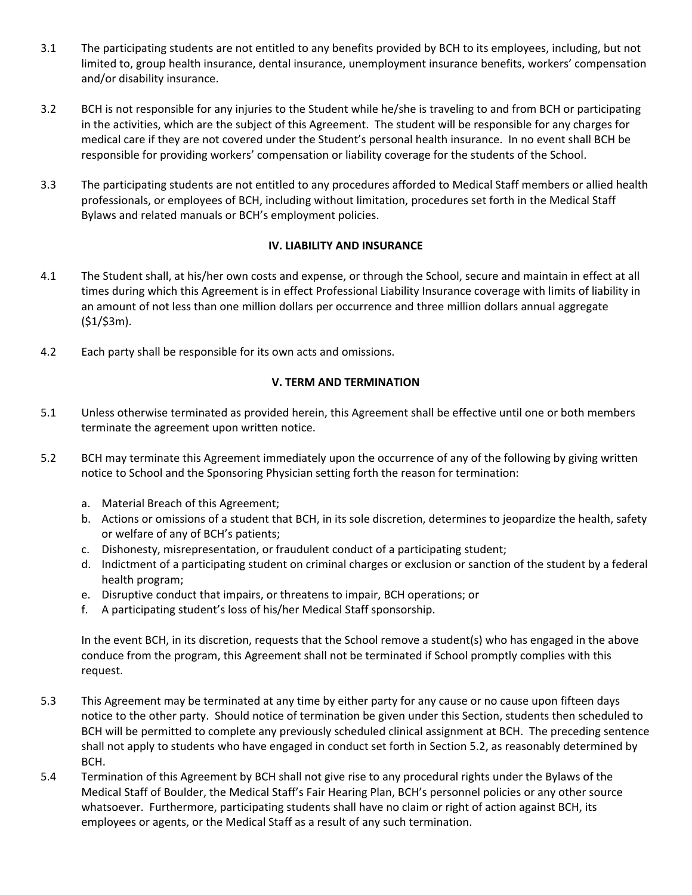3.1 The participating students are not entitled to any benefits provided by BCH to its employees, including, but not limited to, group health insurance, dental insurance, unemployment insurance benefits, workers' compensation and/or disability insurance.

3.2 BCH is not responsible for any injuries to the Student while he/she is traveling to and from BCH or participating in the activities, which are the subject of this Agreement. The student will be responsible for any charges for medical care if they are not covered under the Student's personal health insurance. In no event shall BCH be responsible for providing workers' compensation or liability coverage for the students of the School.

3.3 The participating students are not entitled to any procedures afforded to Medical Staff members or allied health professionals, or employees of BCH, including without limitation, procedures set forth in the Medical Staff Bylaws and related manuals or BCH's employment policies.

## IV. LIABILITY AND INSURANCE

4.1 The Student shall, at his/her own costs and expense, or through the School, secure and maintain in effect at all times during which this Agreement is in effect Professional Liability Insurance coverage with limits of liability in an amount of not less than one million dollars per occurrence and three million dollars annual aggregate ($1/$3m).

4.2 Each party shall be responsible for its own acts and omissions.

## V. TERM AND TERMINATION

5.1 Unless otherwise terminated as provided herein, this Agreement shall be effective until one or both members terminate the agreement upon written notice.

5.2 BCH may terminate this Agreement immediately upon the occurrence of any of the following by giving written notice to School and the Sponsoring Physician setting forth the reason for termination:

a. Material Breach of this Agreement;
b. Actions or omissions of a student that BCH, in its sole discretion, determines to jeopardize the health, safety or welfare of any of BCH's patients;
c. Dishonesty, misrepresentation, or fraudulent conduct of a participating student;
d. Indictment of a participating student on criminal charges or exclusion or sanction of the student by a federal health program;
e. Disruptive conduct that impairs, or threatens to impair, BCH operations; or
f. A participating student's loss of his/her Medical Staff sponsorship.

In the event BCH, in its discretion, requests that the School remove a student(s) who has engaged in the above conduce from the program, this Agreement shall not be terminated if School promptly complies with this request.

5.3 This Agreement may be terminated at any time by either party for any cause or no cause upon fifteen days notice to the other party. Should notice of termination be given under this Section, students then scheduled to BCH will be permitted to complete any previously scheduled clinical assignment at BCH. The preceding sentence shall not apply to students who have engaged in conduct set forth in Section 5.2, as reasonably determined by BCH.

5.4 Termination of this Agreement by BCH shall not give rise to any procedural rights under the Bylaws of the Medical Staff of Boulder, the Medical Staff's Fair Hearing Plan, BCH's personnel policies or any other source whatsoever. Furthermore, participating students shall have no claim or right of action against BCH, its employees or agents, or the Medical Staff as a result of any such termination.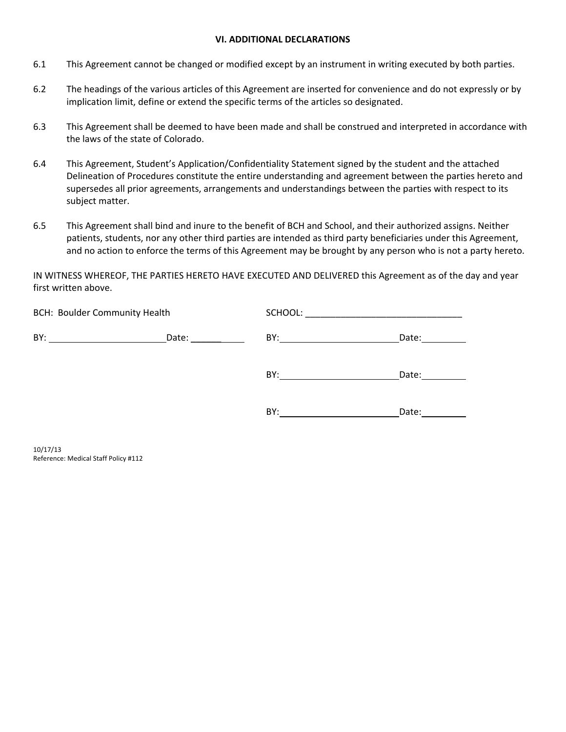### VI. ADDITIONAL DECLARATIONS

6.1 This Agreement cannot be changed or modified except by an instrument in writing executed by both parties.

6.2 The headings of the various articles of this Agreement are inserted for convenience and do not expressly or by implication limit, define or extend the specific terms of the articles so designated.

6.3 This Agreement shall be deemed to have been made and shall be construed and interpreted in accordance with the laws of the state of Colorado.

6.4 This Agreement, Student's Application/Confidentiality Statement signed by the student and the attached Delineation of Procedures constitute the entire understanding and agreement between the parties hereto and supersedes all prior agreements, arrangements and understandings between the parties with respect to its subject matter.

6.5 This Agreement shall bind and inure to the benefit of BCH and School, and their authorized assigns. Neither patients, students, nor any other third parties are intended as third party beneficiaries under this Agreement, and no action to enforce the terms of this Agreement may be brought by any person who is not a party hereto.

IN WITNESS WHEREOF, THE PARTIES HERETO HAVE EXECUTED AND DELIVERED this Agreement as of the day and year first written above.

BCH: Boulder Community Health

BY: ______________________ Date: __________

SCHOOL: ________________________________

BY: ______________________ Date: _________

BY: ______________________ Date: _________

BY: ______________________ Date: _________

10/17/13
Reference: Medical Staff Policy #112